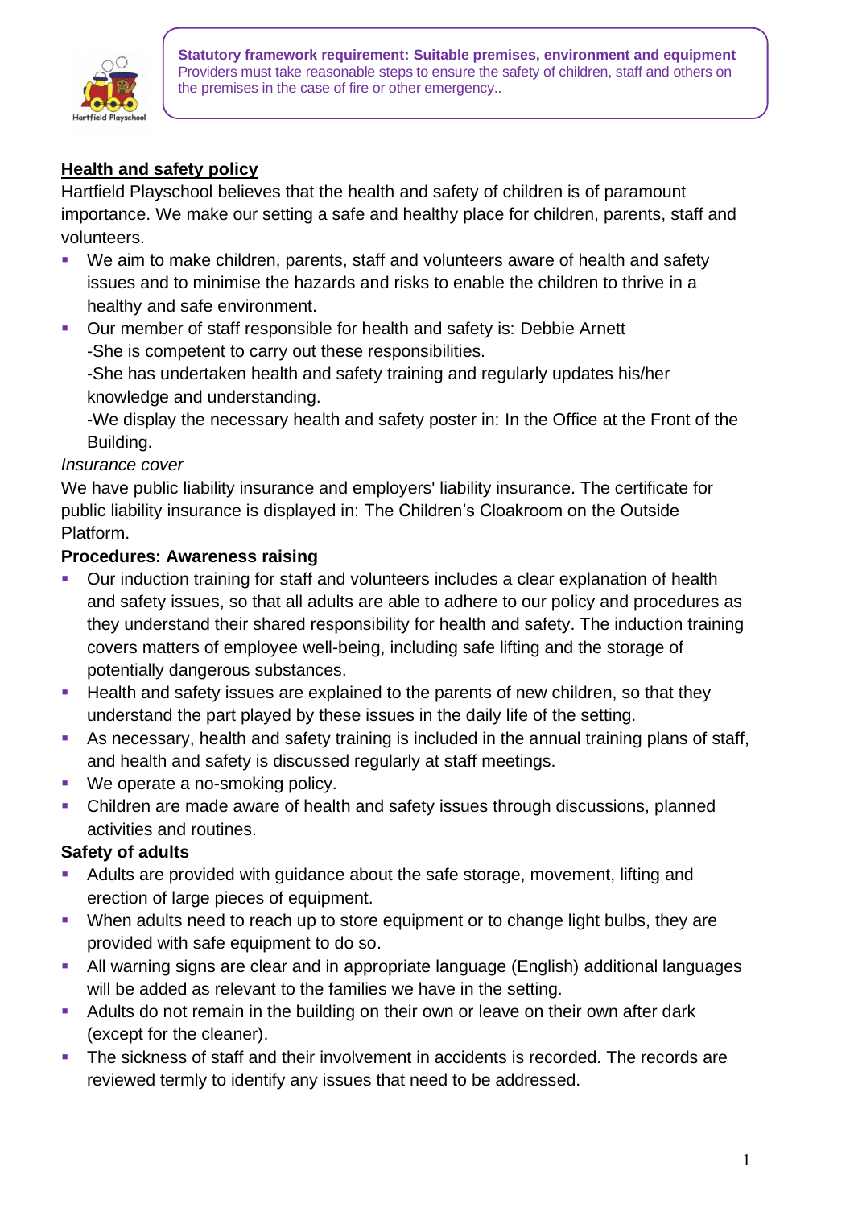**Statutory framework requirement: Suitable premises, environment and equipment**
Providers must take reasonable steps to ensure the safety of children, staff and others on the premises in the case of fire or other emergency..

## Health and safety policy

Hartfield Playschool believes that the health and safety of children is of paramount importance. We make our setting a safe and healthy place for children, parents, staff and volunteers.

- We aim to make children, parents, staff and volunteers aware of health and safety issues and to minimise the hazards and risks to enable the children to thrive in a healthy and safe environment.
- Our member of staff responsible for health and safety is: Debbie Arnett
  -She is competent to carry out these responsibilities.
  -She has undertaken health and safety training and regularly updates his/her knowledge and understanding.
  -We display the necessary health and safety poster in: In the Office at the Front of the Building.

*Insurance cover*

We have public liability insurance and employers' liability insurance. The certificate for public liability insurance is displayed in: The Children's Cloakroom on the Outside Platform.

**Procedures: Awareness raising**

- Our induction training for staff and volunteers includes a clear explanation of health and safety issues, so that all adults are able to adhere to our policy and procedures as they understand their shared responsibility for health and safety. The induction training covers matters of employee well-being, including safe lifting and the storage of potentially dangerous substances.
- Health and safety issues are explained to the parents of new children, so that they understand the part played by these issues in the daily life of the setting.
- As necessary, health and safety training is included in the annual training plans of staff, and health and safety is discussed regularly at staff meetings.
- We operate a no-smoking policy.
- Children are made aware of health and safety issues through discussions, planned activities and routines.

**Safety of adults**

- Adults are provided with guidance about the safe storage, movement, lifting and erection of large pieces of equipment.
- When adults need to reach up to store equipment or to change light bulbs, they are provided with safe equipment to do so.
- All warning signs are clear and in appropriate language (English) additional languages will be added as relevant to the families we have in the setting.
- Adults do not remain in the building on their own or leave on their own after dark (except for the cleaner).
- The sickness of staff and their involvement in accidents is recorded. The records are reviewed termly to identify any issues that need to be addressed.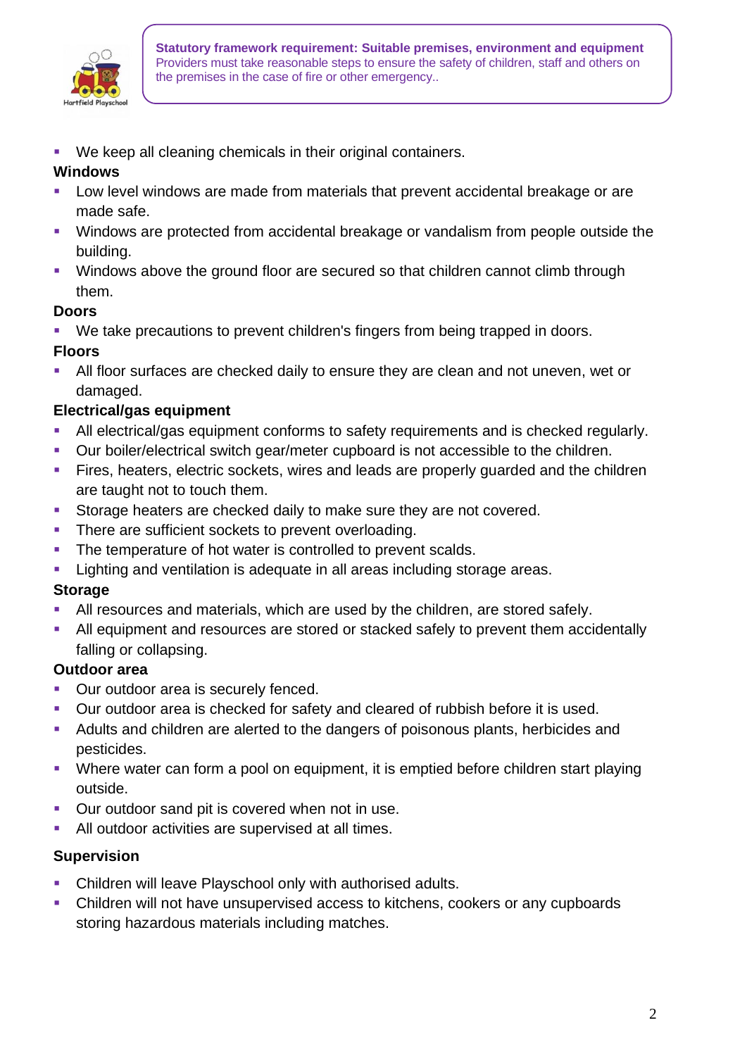**Statutory framework requirement: Suitable premises, environment and equipment**
Providers must take reasonable steps to ensure the safety of children, staff and others on the premises in the case of fire or other emergency..

- We keep all cleaning chemicals in their original containers.

**Windows**

- Low level windows are made from materials that prevent accidental breakage or are made safe.
- Windows are protected from accidental breakage or vandalism from people outside the building.
- Windows above the ground floor are secured so that children cannot climb through them.

**Doors**

- We take precautions to prevent children's fingers from being trapped in doors.

**Floors**

- All floor surfaces are checked daily to ensure they are clean and not uneven, wet or damaged.

**Electrical/gas equipment**

- All electrical/gas equipment conforms to safety requirements and is checked regularly.
- Our boiler/electrical switch gear/meter cupboard is not accessible to the children.
- Fires, heaters, electric sockets, wires and leads are properly guarded and the children are taught not to touch them.
- Storage heaters are checked daily to make sure they are not covered.
- There are sufficient sockets to prevent overloading.
- The temperature of hot water is controlled to prevent scalds.
- Lighting and ventilation is adequate in all areas including storage areas.

**Storage**

- All resources and materials, which are used by the children, are stored safely.
- All equipment and resources are stored or stacked safely to prevent them accidentally falling or collapsing.

**Outdoor area**

- Our outdoor area is securely fenced.
- Our outdoor area is checked for safety and cleared of rubbish before it is used.
- Adults and children are alerted to the dangers of poisonous plants, herbicides and pesticides.
- Where water can form a pool on equipment, it is emptied before children start playing outside.
- Our outdoor sand pit is covered when not in use.
- All outdoor activities are supervised at all times.

**Supervision**

- Children will leave Playschool only with authorised adults.
- Children will not have unsupervised access to kitchens, cookers or any cupboards storing hazardous materials including matches.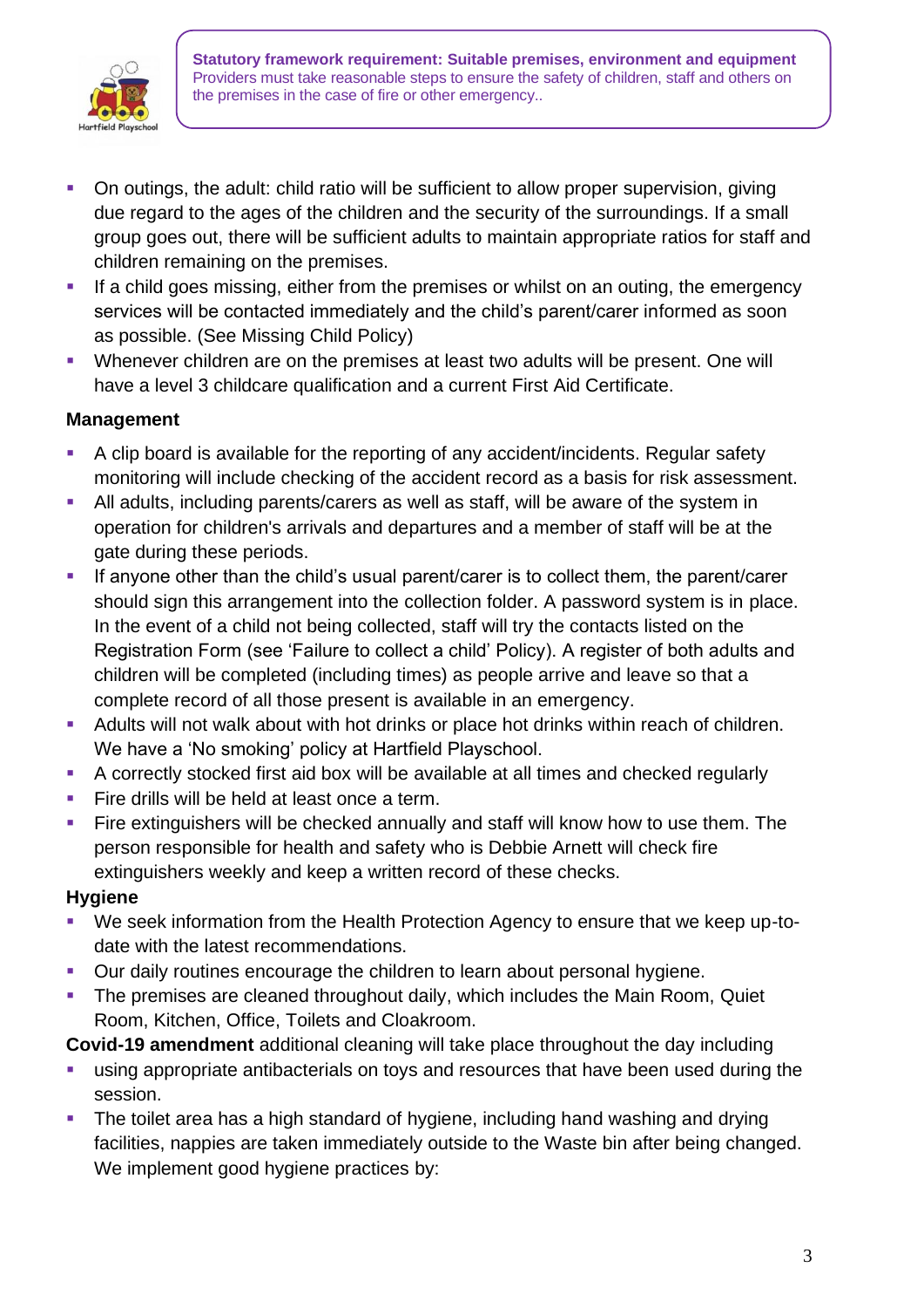**Statistical framework requirement: Suitable premises, environment and equipment**
Providers must take reasonable steps to ensure the safety of children, staff and others on the premises in the case of fire or other emergency..

- On outings, the adult: child ratio will be sufficient to allow proper supervision, giving due regard to the ages of the children and the security of the surroundings. If a small group goes out, there will be sufficient adults to maintain appropriate ratios for staff and children remaining on the premises.
- If a child goes missing, either from the premises or whilst on an outing, the emergency services will be contacted immediately and the child's parent/carer informed as soon as possible. (See Missing Child Policy)
- Whenever children are on the premises at least two adults will be present. One will have a level 3 childcare qualification and a current First Aid Certificate.

**Management**

- A clip board is available for the reporting of any accident/incidents. Regular safety monitoring will include checking of the accident record as a basis for risk assessment.
- All adults, including parents/carers as well as staff, will be aware of the system in operation for children's arrivals and departures and a member of staff will be at the gate during these periods.
- If anyone other than the child's usual parent/carer is to collect them, the parent/carer should sign this arrangement into the collection folder. A password system is in place. In the event of a child not being collected, staff will try the contacts listed on the Registration Form (see 'Failure to collect a child' Policy). A register of both adults and children will be completed (including times) as people arrive and leave so that a complete record of all those present is available in an emergency.
- Adults will not walk about with hot drinks or place hot drinks within reach of children. We have a 'No smoking' policy at Hartfield Playschool.
- A correctly stocked first aid box will be available at all times and checked regularly
- Fire drills will be held at least once a term.
- Fire extinguishers will be checked annually and staff will know how to use them. The person responsible for health and safety who is Debbie Arnett will check fire extinguishers weekly and keep a written record of these checks.

**Hygiene**

- We seek information from the Health Protection Agency to ensure that we keep up-to-date with the latest recommendations.
- Our daily routines encourage the children to learn about personal hygiene.
- The premises are cleaned throughout daily, which includes the Main Room, Quiet Room, Kitchen, Office, Toilets and Cloakroom.

**Covid-19 amendment** additional cleaning will take place throughout the day including

- using appropriate antibacterials on toys and resources that have been used during the session.
- The toilet area has a high standard of hygiene, including hand washing and drying facilities, nappies are taken immediately outside to the Waste bin after being changed. We implement good hygiene practices by: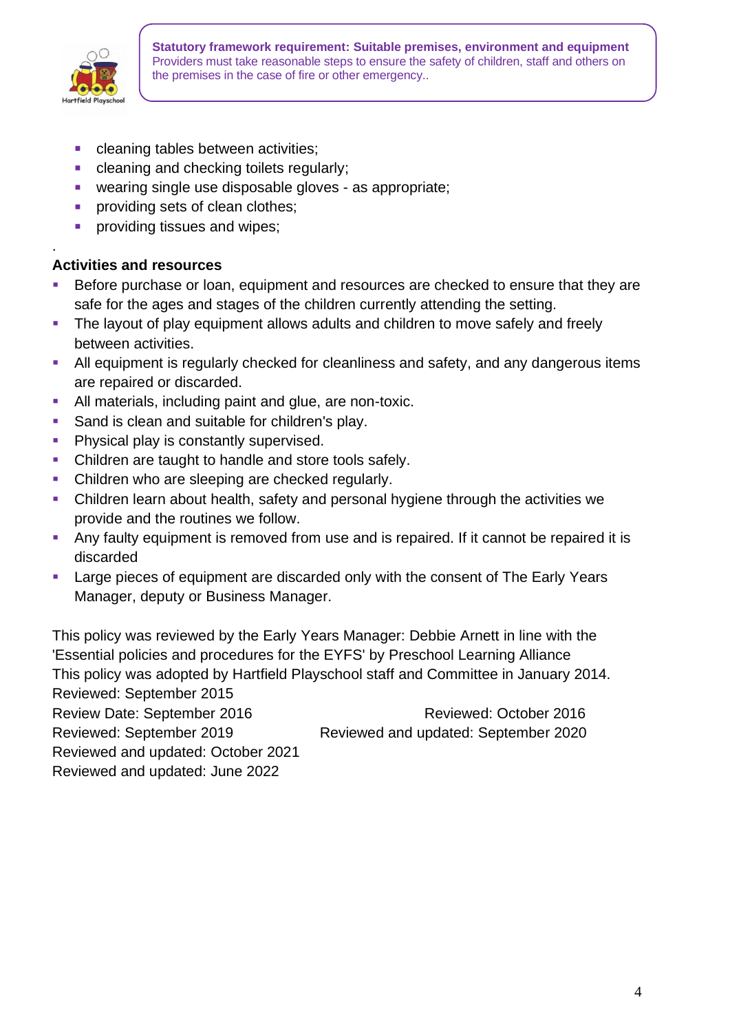**Statutory framework requirement: Suitable premises, environment and equipment**
Providers must take reasonable steps to ensure the safety of children, staff and others on the premises in the case of fire or other emergency..

- cleaning tables between activities;
- cleaning and checking toilets regularly;
- wearing single use disposable gloves - as appropriate;
- providing sets of clean clothes;
- providing tissues and wipes;

.

**Activities and resources**

- Before purchase or loan, equipment and resources are checked to ensure that they are safe for the ages and stages of the children currently attending the setting.
- The layout of play equipment allows adults and children to move safely and freely between activities.
- All equipment is regularly checked for cleanliness and safety, and any dangerous items are repaired or discarded.
- All materials, including paint and glue, are non-toxic.
- Sand is clean and suitable for children's play.
- Physical play is constantly supervised.
- Children are taught to handle and store tools safely.
- Children who are sleeping are checked regularly.
- Children learn about health, safety and personal hygiene through the activities we provide and the routines we follow.
- Any faulty equipment is removed from use and is repaired. If it cannot be repaired it is discarded
- Large pieces of equipment are discarded only with the consent of The Early Years Manager, deputy or Business Manager.

This policy was reviewed by the Early Years Manager: Debbie Arnett in line with the 'Essential policies and procedures for the EYFS' by Preschool Learning Alliance
This policy was adopted by Hartfield Playschool staff and Committee in January 2014.
Reviewed: September 2015
Review Date: September 2016 Reviewed: October 2016
Reviewed: September 2019 Reviewed and updated: September 2020
Reviewed and updated: October 2021
Reviewed and updated: June 2022